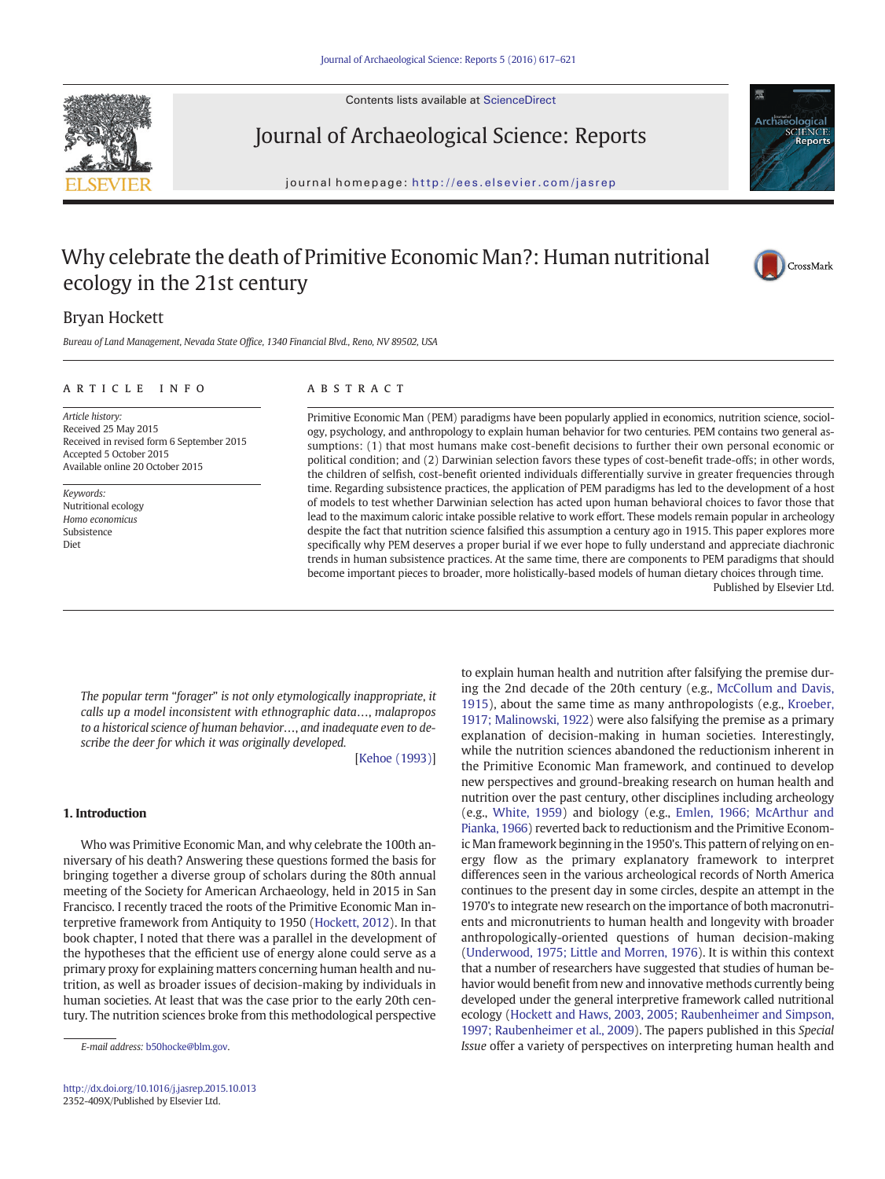Contents lists available at ScienceDirect

Journal of Archaeological Science: Reports

journal homepage: http://ees.elsevier.com/jasrep

# Why celebrate the death of Primitive Economic Man?: Human nutritional ecology in the 21st century

Bryan Hockett

*Bureau of Land Management, Nevada State Office, 1340 Financial Blvd., Reno, NV 89502, USA*

ARTICLE INFO

*Article history:*
Received 25 May 2015
Received in revised form 6 September 2015
Accepted 5 October 2015
Available online 20 October 2015

*Keywords:*
Nutritional ecology
*Homo economicus*
Subsistence
Diet

ABSTRACT

Primitive Economic Man (PEM) paradigms have been popularly applied in economics, nutrition science, sociology, psychology, and anthropology to explain human behavior for two centuries. PEM contains two general assumptions: (1) that most humans make cost-benefit decisions to further their own personal economic or political condition; and (2) Darwinian selection favors these types of cost-benefit trade-offs; in other words, the children of selfish, cost-benefit oriented individuals differentially survive in greater frequencies through time. Regarding subsistence practices, the application of PEM paradigms has led to the development of a host of models to test whether Darwinian selection has acted upon human behavioral choices to favor those that lead to the maximum caloric intake possible relative to work effort. These models remain popular in archeology despite the fact that nutrition science falsified this assumption a century ago in 1915. This paper explores more specifically why PEM deserves a proper burial if we ever hope to fully understand and appreciate diachronic trends in human subsistence practices. At the same time, there are components to PEM paradigms that should become important pieces to broader, more holistically-based models of human dietary choices through time.

Published by Elsevier Ltd.

*The popular term "forager" is not only etymologically inappropriate, it calls up a model inconsistent with ethnographic data…, malapropos to a historical science of human behavior…, and inadequate even to describe the deer for which it was originally developed.*

[Kehoe (1993)]

## 1. Introduction

Who was Primitive Economic Man, and why celebrate the 100th anniversary of his death? Answering these questions formed the basis for bringing together a diverse group of scholars during the 80th annual meeting of the Society for American Archaeology, held in 2015 in San Francisco. I recently traced the roots of the Primitive Economic Man interpretive framework from Antiquity to 1950 (Hockett, 2012). In that book chapter, I noted that there was a parallel in the development of the hypotheses that the efficient use of energy alone could serve as a primary proxy for explaining matters concerning human health and nutrition, as well as broader issues of decision-making by individuals in human societies. At least that was the case prior to the early 20th century. The nutrition sciences broke from this methodological perspective to explain human health and nutrition after falsifying the premise during the 2nd decade of the 20th century (e.g., McCollum and Davis, 1915), about the same time as many anthropologists (e.g., Kroeber, 1917; Malinowski, 1922) were also falsifying the premise as a primary explanation of decision-making in human societies. Interestingly, while the nutrition sciences abandoned the reductionism inherent in the Primitive Economic Man framework, and continued to develop new perspectives and ground-breaking research on human health and nutrition over the past century, other disciplines including archeology (e.g., White, 1959) and biology (e.g., Emlen, 1966; McArthur and Pianka, 1966) reverted back to reductionism and the Primitive Economic Man framework beginning in the 1950's. This pattern of relying on energy flow as the primary explanatory framework to interpret differences seen in the various archeological records of North America continues to the present day in some circles, despite an attempt in the 1970's to integrate new research on the importance of both macronutrients and micronutrients to human health and longevity with broader anthropologically-oriented questions of human decision-making (Underwood, 1975; Little and Morren, 1976). It is within this context that a number of researchers have suggested that studies of human behavior would benefit from new and innovative methods currently being developed under the general interpretive framework called nutritional ecology (Hockett and Haws, 2003, 2005; Raubenheimer and Simpson, 1997; Raubenheimer et al., 2009). The papers published in this *Special Issue* offer a variety of perspectives on interpreting human health and

E-mail address: b50hocke@blm.gov.

http://dx.doi.org/10.1016/j.jasrep.2015.10.013
2352-409X/Published by Elsevier Ltd.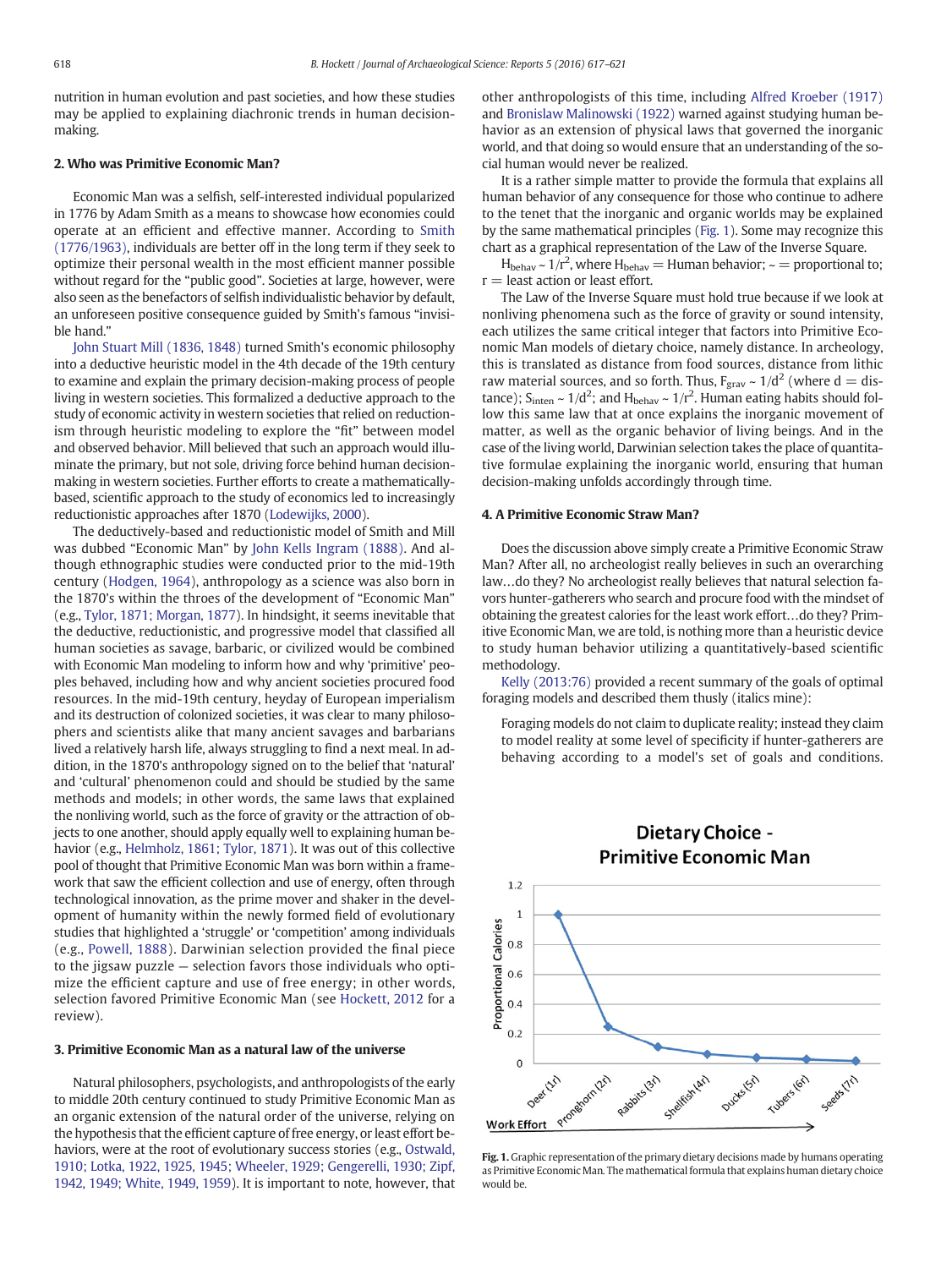nutrition in human evolution and past societies, and how these studies may be applied to explaining diachronic trends in human decision-making.

## 2. Who was Primitive Economic Man?

Economic Man was a selfish, self-interested individual popularized in 1776 by Adam Smith as a means to showcase how economies could operate at an efficient and effective manner. According to Smith (1776/1963), individuals are better off in the long term if they seek to optimize their personal wealth in the most efficient manner possible without regard for the "public good". Societies at large, however, were also seen as the benefactors of selfish individualistic behavior by default, an unforeseen positive consequence guided by Smith's famous "invisible hand."

John Stuart Mill (1836, 1848) turned Smith's economic philosophy into a deductive heuristic model in the 4th decade of the 19th century to examine and explain the primary decision-making process of people living in western societies. This formalized a deductive approach to the study of economic activity in western societies that relied on reductionism through heuristic modeling to explore the "fit" between model and observed behavior. Mill believed that such an approach would illuminate the primary, but not sole, driving force behind human decision-making in western societies. Further efforts to create a mathematically-based, scientific approach to the study of economics led to increasingly reductionistic approaches after 1870 (Lodewijks, 2000).

The deductively-based and reductionistic model of Smith and Mill was dubbed "Economic Man" by John Kells Ingram (1888). And although ethnographic studies were conducted prior to the mid-19th century (Hodgen, 1964), anthropology as a science was also born in the 1870's within the throes of the development of "Economic Man" (e.g., Tylor, 1871; Morgan, 1877). In hindsight, it seems inevitable that the deductive, reductionistic, and progressive model that classified all human societies as savage, barbaric, or civilized would be combined with Economic Man modeling to inform how and why 'primitive' peoples behaved, including how and why ancient societies procured food resources. In the mid-19th century, heyday of European imperialism and its destruction of colonized societies, it was clear to many philosophers and scientists alike that many ancient savages and barbarians lived a relatively harsh life, always struggling to find a next meal. In addition, in the 1870's anthropology signed on to the belief that 'natural' and 'cultural' phenomenon could and should be studied by the same methods and models; in other words, the same laws that explained the nonliving world, such as the force of gravity or the attraction of objects to one another, should apply equally well to explaining human behavior (e.g., Helmholz, 1861; Tylor, 1871). It was out of this collective pool of thought that Primitive Economic Man was born within a framework that saw the efficient collection and use of energy, often through technological innovation, as the prime mover and shaker in the development of humanity within the newly formed field of evolutionary studies that highlighted a 'struggle' or 'competition' among individuals (e.g., Powell, 1888). Darwinian selection provided the final piece to the jigsaw puzzle — selection favors those individuals who optimize the efficient capture and use of free energy; in other words, selection favored Primitive Economic Man (see Hockett, 2012 for a review).

## 3. Primitive Economic Man as a natural law of the universe

Natural philosophers, psychologists, and anthropologists of the early to middle 20th century continued to study Primitive Economic Man as an organic extension of the natural order of the universe, relying on the hypothesis that the efficient capture of free energy, or least effort behaviors, were at the root of evolutionary success stories (e.g., Ostwald, 1910; Lotka, 1922, 1925, 1945; Wheeler, 1929; Gengerelli, 1930; Zipf, 1942, 1949; White, 1949, 1959). It is important to note, however, that other anthropologists of this time, including Alfred Kroeber (1917) and Bronislaw Malinowski (1922) warned against studying human behavior as an extension of physical laws that governed the inorganic world, and that doing so would ensure that an understanding of the social human would never be realized.

It is a rather simple matter to provide the formula that explains all human behavior of any consequence for those who continue to adhere to the tenet that the inorganic and organic worlds may be explained by the same mathematical principles (Fig. 1). Some may recognize this chart as a graphical representation of the Law of the Inverse Square.

$H_{behav} \sim 1/r^2$, where $H_{behav}$ = Human behavior; ~ = proportional to; r = least action or least effort.

The Law of the Inverse Square must hold true because if we look at nonliving phenomena such as the force of gravity or sound intensity, each utilizes the same critical integer that factors into Primitive Economic Man models of dietary choice, namely distance. In archeology, this is translated as distance from food sources, distance from lithic raw material sources, and so forth. Thus, $F_{grav} \sim 1/d^2$ (where d = distance); $S_{inten} \sim 1/d^2$; and $H_{behav} \sim 1/r^2$. Human eating habits should follow this same law that at once explains the inorganic movement of matter, as well as the organic behavior of living beings. And in the case of the living world, Darwinian selection takes the place of quantitative formulae explaining the inorganic world, ensuring that human decision-making unfolds accordingly through time.

## 4. A Primitive Economic Straw Man?

Does the discussion above simply create a Primitive Economic Straw Man? After all, no archeologist really believes in such an overarching law…do they? No archeologist really believes that natural selection favors hunter-gatherers who search and procure food with the mindset of obtaining the greatest calories for the least work effort…do they? Primitive Economic Man, we are told, is nothing more than a heuristic device to study human behavior utilizing a quantitatively-based scientific methodology.

Kelly (2013:76) provided a recent summary of the goals of optimal foraging models and described them thusly (italics mine):

> Foraging models do not claim to duplicate reality; instead they claim to model reality at some level of specificity if hunter-gatherers are behaving according to a model's set of goals and conditions.

Fig. 1. Graphic representation of the primary dietary decisions made by humans operating as Primitive Economic Man. The mathematical formula that explains human dietary choice would be.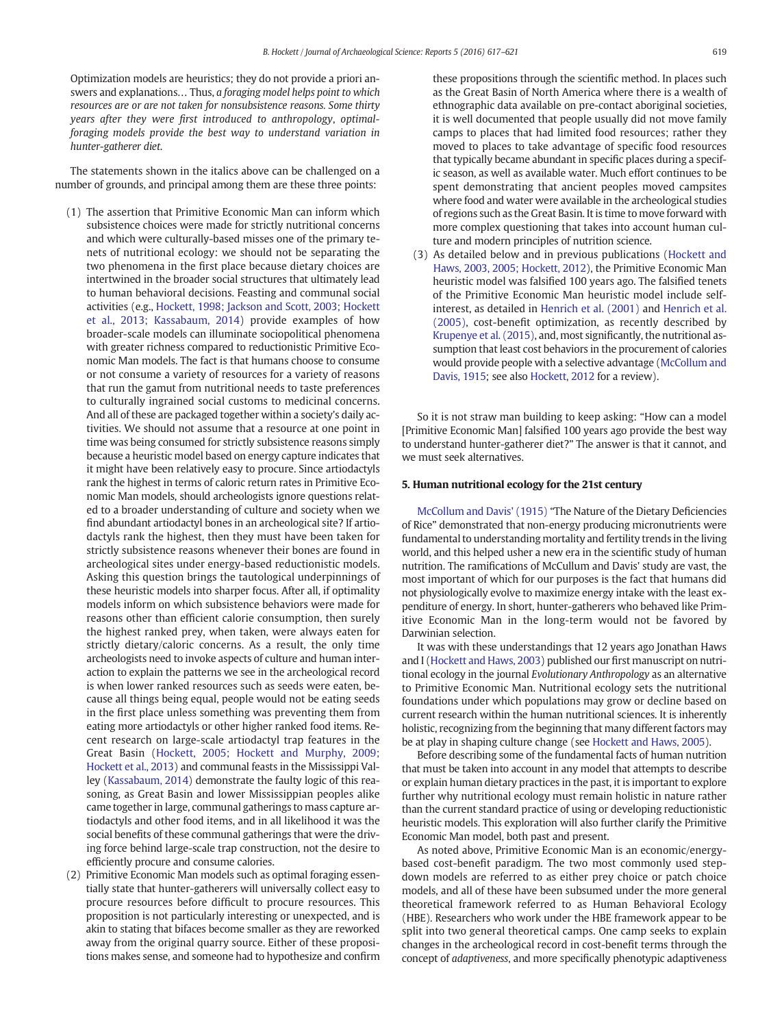Optimization models are heuristics; they do not provide a priori answers and explanations… Thus, *a foraging model helps point to which resources are or are not taken for nonsubsistence reasons. Some thirty years after they were first introduced to anthropology, optimal-foraging models provide the best way to understand variation in hunter-gatherer diet.*

The statements shown in the italics above can be challenged on a number of grounds, and principal among them are these three points:

(1) The assertion that Primitive Economic Man can inform which subsistence choices were made for strictly nutritional concerns and which were culturally-based misses one of the primary tenets of nutritional ecology: we should not be separating the two phenomena in the first place because dietary choices are intertwined in the broader social structures that ultimately lead to human behavioral decisions. Feasting and communal social activities (e.g., Hockett, 1998; Jackson and Scott, 2003; Hockett et al., 2013; Kassabaum, 2014) provide examples of how broader-scale models can illuminate sociopolitical phenomena with greater richness compared to reductionistic Primitive Economic Man models. The fact is that humans choose to consume or not consume a variety of resources for a variety of reasons that run the gamut from nutritional needs to taste preferences to culturally ingrained social customs to medicinal concerns. And all of these are packaged together within a society's daily activities. We should not assume that a resource at one point in time was being consumed for strictly subsistence reasons simply because a heuristic model based on energy capture indicates that it might have been relatively easy to procure. Since artiodactyls rank the highest in terms of caloric return rates in Primitive Economic Man models, should archeologists ignore questions related to a broader understanding of culture and society when we find abundant artiodactyl bones in an archeological site? If artiodactyls rank the highest, then they must have been taken for strictly subsistence reasons whenever their bones are found in archeological sites under energy-based reductionistic models. Asking this question brings the tautological underpinnings of these heuristic models into sharper focus. After all, if optimality models inform on which subsistence behaviors were made for reasons other than efficient calorie consumption, then surely the highest ranked prey, when taken, were always eaten for strictly dietary/caloric concerns. As a result, the only time archeologists need to invoke aspects of culture and human interaction to explain the patterns we see in the archeological record is when lower ranked resources such as seeds were eaten, because all things being equal, people would not be eating seeds in the first place unless something was preventing them from eating more artiodactyls or other higher ranked food items. Recent research on large-scale artiodactyl trap features in the Great Basin (Hockett, 2005; Hockett and Murphy, 2009; Hockett et al., 2013) and communal feasts in the Mississippi Valley (Kassabaum, 2014) demonstrate the faulty logic of this reasoning, as Great Basin and lower Mississippian peoples alike came together in large, communal gatherings to mass capture artiodactyls and other food items, and in all likelihood it was the social benefits of these communal gatherings that were the driving force behind large-scale trap construction, not the desire to efficiently procure and consume calories.

(2) Primitive Economic Man models such as optimal foraging essentially state that hunter-gatherers will universally collect easy to procure resources before difficult to procure resources. This proposition is not particularly interesting or unexpected, and is akin to stating that bifaces become smaller as they are reworked away from the original quarry source. Either of these propositions makes sense, and someone had to hypothesize and confirm these propositions through the scientific method. In places such as the Great Basin of North America where there is a wealth of ethnographic data available on pre-contact aboriginal societies, it is well documented that people usually did not move family camps to places that had limited food resources; rather they moved to places to take advantage of specific food resources that typically became abundant in specific places during a specific season, as well as available water. Much effort continues to be spent demonstrating that ancient peoples moved campsites where food and water were available in the archeological studies of regions such as the Great Basin. It is time to move forward with more complex questioning that takes into account human culture and modern principles of nutrition science.

(3) As detailed below and in previous publications (Hockett and Haws, 2003, 2005; Hockett, 2012), the Primitive Economic Man heuristic model was falsified 100 years ago. The falsified tenets of the Primitive Economic Man heuristic model include self-interest, as detailed in Henrich et al. (2001) and Henrich et al. (2005), cost-benefit optimization, as recently described by Krupenye et al. (2015), and, most significantly, the nutritional assumption that least cost behaviors in the procurement of calories would provide people with a selective advantage (McCollum and Davis, 1915; see also Hockett, 2012 for a review).

So it is not straw man building to keep asking: "How can a model [Primitive Economic Man] falsified 100 years ago provide the best way to understand hunter-gatherer diet?" The answer is that it cannot, and we must seek alternatives.

## 5. Human nutritional ecology for the 21st century

McCollum and Davis' (1915) "The Nature of the Dietary Deficiencies of Rice" demonstrated that non-energy producing micronutrients were fundamental to understanding mortality and fertility trends in the living world, and this helped usher a new era in the scientific study of human nutrition. The ramifications of McCullum and Davis' study are vast, the most important of which for our purposes is the fact that humans did not physiologically evolve to maximize energy intake with the least expenditure of energy. In short, hunter-gatherers who behaved like Primitive Economic Man in the long-term would not be favored by Darwinian selection.

It was with these understandings that 12 years ago Jonathan Haws and I (Hockett and Haws, 2003) published our first manuscript on nutritional ecology in the journal *Evolutionary Anthropology* as an alternative to Primitive Economic Man. Nutritional ecology sets the nutritional foundations under which populations may grow or decline based on current research within the human nutritional sciences. It is inherently holistic, recognizing from the beginning that many different factors may be at play in shaping culture change (see Hockett and Haws, 2005).

Before describing some of the fundamental facts of human nutrition that must be taken into account in any model that attempts to describe or explain human dietary practices in the past, it is important to explore further why nutritional ecology must remain holistic in nature rather than the current standard practice of using or developing reductionistic heuristic models. This exploration will also further clarify the Primitive Economic Man model, both past and present.

As noted above, Primitive Economic Man is an economic/energy-based cost-benefit paradigm. The two most commonly used step-down models are referred to as either prey choice or patch choice models, and all of these have been subsumed under the more general theoretical framework referred to as Human Behavioral Ecology (HBE). Researchers who work under the HBE framework appear to be split into two general theoretical camps. One camp seeks to explain changes in the archeological record in cost-benefit terms through the concept of *adaptiveness*, and more specifically phenotypic adaptiveness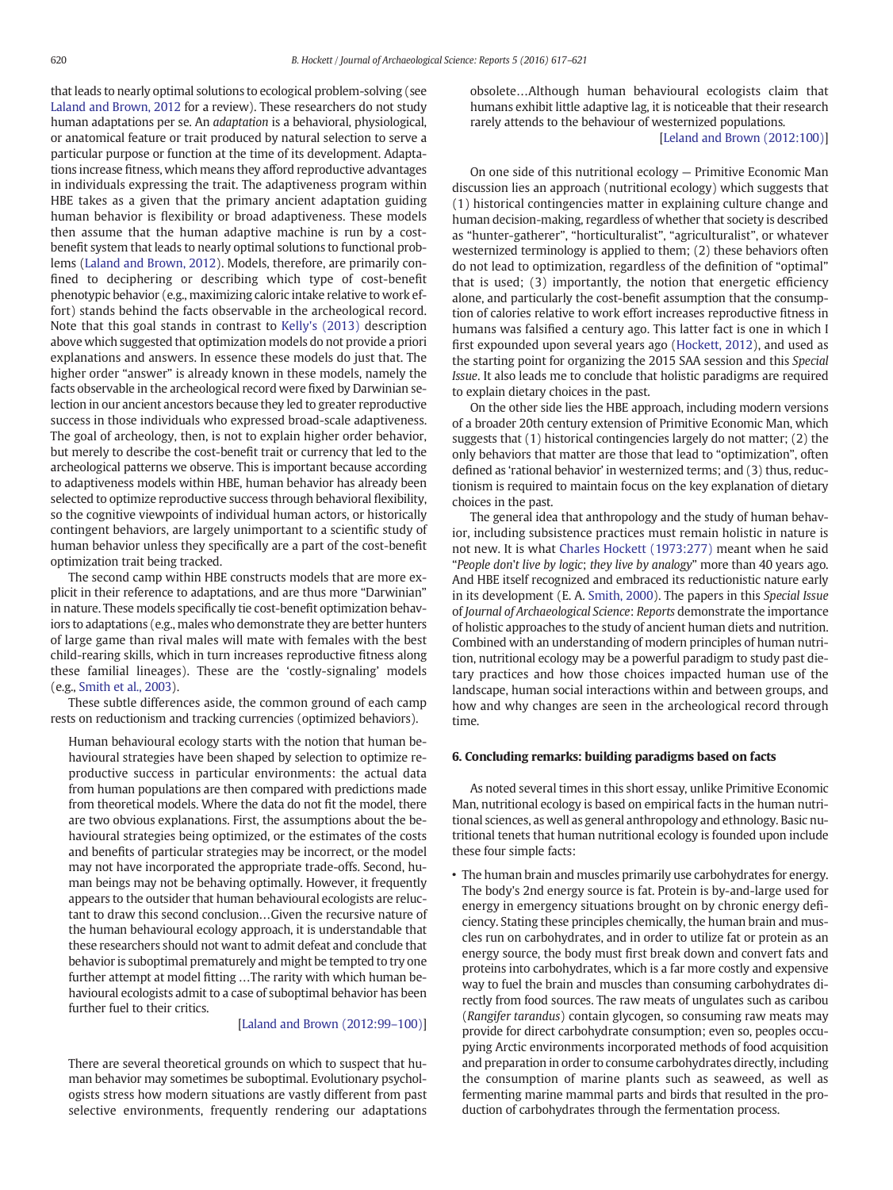that leads to nearly optimal solutions to ecological problem-solving (see Laland and Brown, 2012 for a review). These researchers do not study human adaptations per se. An *adaptation* is a behavioral, physiological, or anatomical feature or trait produced by natural selection to serve a particular purpose or function at the time of its development. Adaptations increase fitness, which means they afford reproductive advantages in individuals expressing the trait. The adaptiveness program within HBE takes as a given that the primary ancient adaptation guiding human behavior is flexibility or broad adaptiveness. These models then assume that the human adaptive machine is run by a cost-benefit system that leads to nearly optimal solutions to functional problems (Laland and Brown, 2012). Models, therefore, are primarily confined to deciphering or describing which type of cost-benefit phenotypic behavior (e.g., maximizing caloric intake relative to work effort) stands behind the facts observable in the archeological record. Note that this goal stands in contrast to Kelly's (2013) description above which suggested that optimization models do not provide a priori explanations and answers. In essence these models do just that. The higher order "answer" is already known in these models, namely the facts observable in the archeological record were fixed by Darwinian selection in our ancient ancestors because they led to greater reproductive success in those individuals who expressed broad-scale adaptiveness. The goal of archeology, then, is not to explain higher order behavior, but merely to describe the cost-benefit trait or currency that led to the archeological patterns we observe. This is important because according to adaptiveness models within HBE, human behavior has already been selected to optimize reproductive success through behavioral flexibility, so the cognitive viewpoints of individual human actors, or historically contingent behaviors, are largely unimportant to a scientific study of human behavior unless they specifically are a part of the cost-benefit optimization trait being tracked.

The second camp within HBE constructs models that are more explicit in their reference to adaptations, and are thus more "Darwinian" in nature. These models specifically tie cost-benefit optimization behaviors to adaptations (e.g., males who demonstrate they are better hunters of large game than rival males will mate with females with the best child-rearing skills, which in turn increases reproductive fitness along these familial lineages). These are the 'costly-signaling' models (e.g., Smith et al., 2003).

These subtle differences aside, the common ground of each camp rests on reductionism and tracking currencies (optimized behaviors).

> Human behavioural ecology starts with the notion that human behavioural strategies have been shaped by selection to optimize reproductive success in particular environments: the actual data from human populations are then compared with predictions made from theoretical models. Where the data do not fit the model, there are two obvious explanations. First, the assumptions about the behavioural strategies being optimized, or the estimates of the costs and benefits of particular strategies may be incorrect, or the model may not have incorporated the appropriate trade-offs. Second, human beings may not be behaving optimally. However, it frequently appears to the outsider that human behavioural ecologists are reluctant to draw this second conclusion…Given the recursive nature of the human behavioural ecology approach, it is understandable that these researchers should not want to admit defeat and conclude that behavior is suboptimal prematurely and might be tempted to try one further attempt at model fitting …The rarity with which human behavioural ecologists admit to a case of suboptimal behavior has been further fuel to their critics.
>
> [Laland and Brown (2012:99–100)]
>
> There are several theoretical grounds on which to suspect that human behavior may sometimes be suboptimal. Evolutionary psychologists stress how modern situations are vastly different from past selective environments, frequently rendering our adaptations obsolete…Although human behavioural ecologists claim that humans exhibit little adaptive lag, it is noticeable that their research rarely attends to the behaviour of westernized populations.
>
> [Laland and Brown (2012:100)]

On one side of this nutritional ecology — Primitive Economic Man discussion lies an approach (nutritional ecology) which suggests that (1) historical contingencies matter in explaining culture change and human decision-making, regardless of whether that society is described as "hunter-gatherer", "horticulturalist", "agriculturalist", or whatever westernized terminology is applied to them; (2) these behaviors often do not lead to optimization, regardless of the definition of "optimal" that is used; (3) importantly, the notion that energetic efficiency alone, and particularly the cost-benefit assumption that the consumption of calories relative to work effort increases reproductive fitness in humans was falsified a century ago. This latter fact is one in which I first expounded upon several years ago (Hockett, 2012), and used as the starting point for organizing the 2015 SAA session and this *Special Issue*. It also leads me to conclude that holistic paradigms are required to explain dietary choices in the past.

On the other side lies the HBE approach, including modern versions of a broader 20th century extension of Primitive Economic Man, which suggests that (1) historical contingencies largely do not matter; (2) the only behaviors that matter are those that lead to "optimization", often defined as 'rational behavior' in westernized terms; and (3) thus, reductionism is required to maintain focus on the key explanation of dietary choices in the past.

The general idea that anthropology and the study of human behavior, including subsistence practices must remain holistic in nature is not new. It is what Charles Hockett (1973:277) meant when he said "*People don't live by logic; they live by analogy*" more than 40 years ago. And HBE itself recognized and embraced its reductionistic nature early in its development (E. A. Smith, 2000). The papers in this *Special Issue* of *Journal of Archaeological Science: Reports* demonstrate the importance of holistic approaches to the study of ancient human diets and nutrition. Combined with an understanding of modern principles of human nutrition, nutritional ecology may be a powerful paradigm to study past dietary practices and how those choices impacted human use of the landscape, human social interactions within and between groups, and how and why changes are seen in the archeological record through time.

## 6. Concluding remarks: building paradigms based on facts

As noted several times in this short essay, unlike Primitive Economic Man, nutritional ecology is based on empirical facts in the human nutritional sciences, as well as general anthropology and ethnology. Basic nutritional tenets that human nutritional ecology is founded upon include these four simple facts:

- The human brain and muscles primarily use carbohydrates for energy. The body's 2nd energy source is fat. Protein is by-and-large used for energy in emergency situations brought on by chronic energy deficiency. Stating these principles chemically, the human brain and muscles run on carbohydrates, and in order to utilize fat or protein as an energy source, the body must first break down and convert fats and proteins into carbohydrates, which is a far more costly and expensive way to fuel the brain and muscles than consuming carbohydrates directly from food sources. The raw meats of ungulates such as caribou (*Rangifer tarandus*) contain glycogen, so consuming raw meats may provide for direct carbohydrate consumption; even so, peoples occupying Arctic environments incorporated methods of food acquisition and preparation in order to consume carbohydrates directly, including the consumption of marine plants such as seaweed, as well as fermenting marine mammal parts and birds that resulted in the production of carbohydrates through the fermentation process.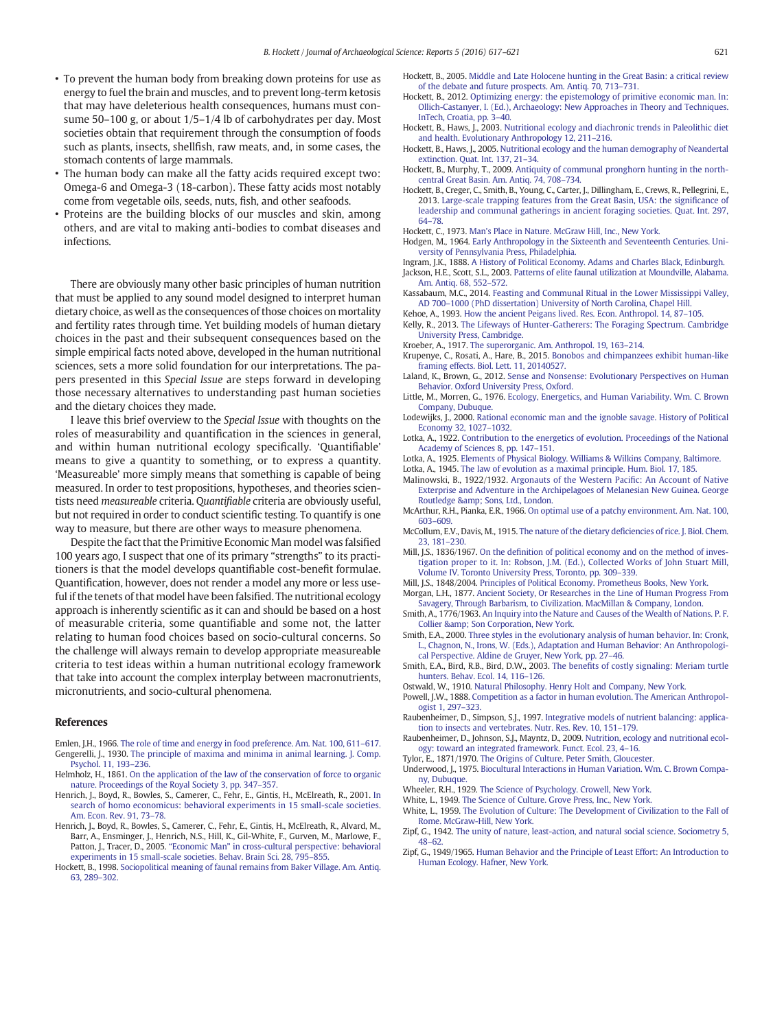- To prevent the human body from breaking down proteins for use as energy to fuel the brain and muscles, and to prevent long-term ketosis that may have deleterious health consequences, humans must consume 50–100 g, or about 1/5–1/4 lb of carbohydrates per day. Most societies obtain that requirement through the consumption of foods such as plants, insects, shellfish, raw meats, and, in some cases, the stomach contents of large mammals.
- The human body can make all the fatty acids required except two: Omega-6 and Omega-3 (18-carbon). These fatty acids most notably come from vegetable oils, seeds, nuts, fish, and other seafoods.
- Proteins are the building blocks of our muscles and skin, among others, and are vital to making anti-bodies to combat diseases and infections.

There are obviously many other basic principles of human nutrition that must be applied to any sound model designed to interpret human dietary choice, as well as the consequences of those choices on mortality and fertility rates through time. Yet building models of human dietary choices in the past and their subsequent consequences based on the simple empirical facts noted above, developed in the human nutritional sciences, sets a more solid foundation for our interpretations. The papers presented in this *Special Issue* are steps forward in developing those necessary alternatives to understanding past human societies and the dietary choices they made.

I leave this brief overview to the *Special Issue* with thoughts on the roles of measurability and quantification in the sciences in general, and within human nutritional ecology specifically. 'Quantifiable' means to give a quantity to something, or to express a quantity. 'Measureable' more simply means that something is capable of being measured. In order to test propositions, hypotheses, and theories scientists need *measureable* criteria. Q*uantifiable* criteria are obviously useful, but not required in order to conduct scientific testing. To quantify is one way to measure, but there are other ways to measure phenomena.

Despite the fact that the Primitive Economic Man model was falsified 100 years ago, I suspect that one of its primary "strengths" to its practitioners is that the model develops quantifiable cost-benefit formulae. Quantification, however, does not render a model any more or less useful if the tenets of that model have been falsified. The nutritional ecology approach is inherently scientific as it can and should be based on a host of measurable criteria, some quantifiable and some not, the latter relating to human food choices based on socio-cultural concerns. So the challenge will always remain to develop appropriate measureable criteria to test ideas within a human nutritional ecology framework that take into account the complex interplay between macronutrients, micronutrients, and socio-cultural phenomena.

## References

Emlen, J.H., 1966. The role of time and energy in food preference. Am. Nat. 100, 611–617.

Gengerelli, J., 1930. The principle of maxima and minima in animal learning. J. Comp. Psychol. 11, 193–236.

Helmholz, H., 1861. On the application of the law of the conservation of force to organic nature. Proceedings of the Royal Society 3, pp. 347–357.

Henrich, J., Boyd, R., Bowles, S., Camerer, C., Fehr, E., Gintis, H., McElreath, R., 2001. In search of homo economicus: behavioral experiments in 15 small-scale societies. Am. Econ. Rev. 91, 73–78.

Henrich, J., Boyd, R., Bowles, S., Camerer, C., Fehr, E., Gintis, H., McElreath, R., Alvard, M., Barr, A., Ensminger, J., Henrich, N.S., Hill, K., Gil-White, F., Gurven, M., Marlowe, F., Patton, J., Tracer, D., 2005. "Economic Man" in cross-cultural perspective: behavioral experiments in 15 small-scale societies. Behav. Brain Sci. 28, 795–855.

Hockett, B., 1998. Sociopolitical meaning of faunal remains from Baker Village. Am. Antiq. 63, 289–302.

Hockett, B., 2005. Middle and Late Holocene hunting in the Great Basin: a critical review of the debate and future prospects. Am. Antiq. 70, 713–731.

Hockett, B., 2012. Optimizing energy: the epistemology of primitive economic man. In: Ollich-Castanyer, I. (Ed.), Archaeology: New Approaches in Theory and Techniques. InTech, Croatia, pp. 3–40.

Hockett, B., Haws, J., 2003. Nutritional ecology and diachronic trends in Paleolithic diet and health. Evolutionary Anthropology 12, 211–216.

Hockett, B., Haws, J., 2005. Nutritional ecology and the human demography of Neandertal extinction. Quat. Int. 137, 21–34.

Hockett, B., Murphy, T., 2009. Antiquity of communal pronghorn hunting in the north-central Great Basin. Am. Antiq. 74, 708–734.

Hockett, B., Creger, C., Smith, B., Young, C., Carter, J., Dillingham, E., Crews, R., Pellegrini, E., 2013. Large-scale trapping features from the Great Basin, USA: the significance of leadership and communal gatherings in ancient foraging societies. Quat. Int. 297, 64–78.

Hockett, C., 1973. Man's Place in Nature. McGraw Hill, Inc., New York.

Hodgen, M., 1964. Early Anthropology in the Sixteenth and Seventeenth Centuries. University of Pennsylvania Press, Philadelphia.

Ingram, J.K., 1888. A History of Political Economy. Adams and Charles Black, Edinburgh.

Jackson, H.E., Scott, S.L., 2003. Patterns of elite faunal utilization at Moundville, Alabama. Am. Antiq. 68, 552–572.

Kassabaum, M.C., 2014. Feasting and Communal Ritual in the Lower Mississippi Valley, AD 700–1000 (PhD dissertation) University of North Carolina, Chapel Hill.

Kehoe, A., 1993. How the ancient Peigans lived. Res. Econ. Anthropol. 14, 87–105.

Kelly, R., 2013. The Lifeways of Hunter-Gatherers: The Foraging Spectrum. Cambridge University Press, Cambridge.

Kroeber, A., 1917. The superorganic. Am. Anthropol. 19, 163–214.

Krupenye, C., Rosati, A., Hare, B., 2015. Bonobos and chimpanzees exhibit human-like framing effects. Biol. Lett. 11, 20140527.

Laland, K., Brown, G., 2012. Sense and Nonsense: Evolutionary Perspectives on Human Behavior. Oxford University Press, Oxford.

Little, M., Morren, G., 1976. Ecology, Energetics, and Human Variability. Wm. C. Brown Company, Dubuque.

Lodewijks, J., 2000. Rational economic man and the ignoble savage. History of Political Economy 32, 1027–1032.

Lotka, A., 1922. Contribution to the energetics of evolution. Proceedings of the National Academy of Sciences 8, pp. 147–151.

Lotka, A., 1925. Elements of Physical Biology. Williams & Wilkins Company, Baltimore.

Lotka, A., 1945. The law of evolution as a maximal principle. Hum. Biol. 17, 185.

Malinowski, B., 1922/1932. Argonauts of the Western Pacific: An Account of Native Exterprise and Adventure in the Archipelagoes of Melanesian New Guinea. George Routledge &amp; Sons, Ltd., London.

McArthur, R.H., Pianka, E.R., 1966. On optimal use of a patchy environment. Am. Nat. 100, 603–609.

McCollum, E.V., Davis, M., 1915. The nature of the dietary deficiencies of rice. J. Biol. Chem. 23, 181–230.

Mill, J.S., 1836/1967. On the definition of political economy and on the method of investigation proper to it. In: Robson, J.M. (Ed.), Collected Works of John Stuart Mill, Volume IV. Toronto University Press, Toronto, pp. 309–339.

Mill, J.S., 1848/2004. Principles of Political Economy. Prometheus Books, New York.

Morgan, L.H., 1877. Ancient Society, Or Researches in the Line of Human Progress From Savagery, Through Barbarism, to Civilization. MacMillan & Company, London.

Smith, A., 1776/1963. An Inquiry into the Nature and Causes of the Wealth of Nations. P. F. Collier &amp; Son Corporation, New York.

Smith, E.A., 2000. Three styles in the evolutionary analysis of human behavior. In: Cronk, L., Chagnon, N., Irons, W. (Eds.), Adaptation and Human Behavior: An Anthropological Perspective. Aldine de Gruyer, New York, pp. 27–46.

Smith, E.A., Bird, R.B., Bird, D.W., 2003. The benefits of costly signaling: Meriam turtle hunters. Behav. Ecol. 14, 116–126.

Ostwald, W., 1910. Natural Philosophy. Henry Holt and Company, New York.

Powell, J.W., 1888. Competition as a factor in human evolution. The American Anthropologist 1, 297–323.

Raubenheimer, D., Simpson, S.J., 1997. Integrative models of nutrient balancing: application to insects and vertebrates. Nutr. Res. Rev. 10, 151–179.

Raubenheimer, D., Johnson, S.J., Mayntz, D., 2009. Nutrition, ecology and nutritional ecology: toward an integrated framework. Funct. Ecol. 23, 4–16.

Tylor, E., 1871/1970. The Origins of Culture. Peter Smith, Gloucester.

Underwood, J., 1975. Biocultural Interactions in Human Variation. Wm. C. Brown Company, Dubuque.

Wheeler, R.H., 1929. The Science of Psychology. Crowell, New York.

White, L., 1949. The Science of Culture. Grove Press, Inc., New York.

White, L., 1959. The Evolution of Culture: The Development of Civilization to the Fall of Rome. McGraw-Hill, New York.

Zipf, G., 1942. The unity of nature, least-action, and natural social science. Sociometry 5, 48–62.

Zipf, G., 1949/1965. Human Behavior and the Principle of Least Effort: An Introduction to Human Ecology. Hafner, New York.